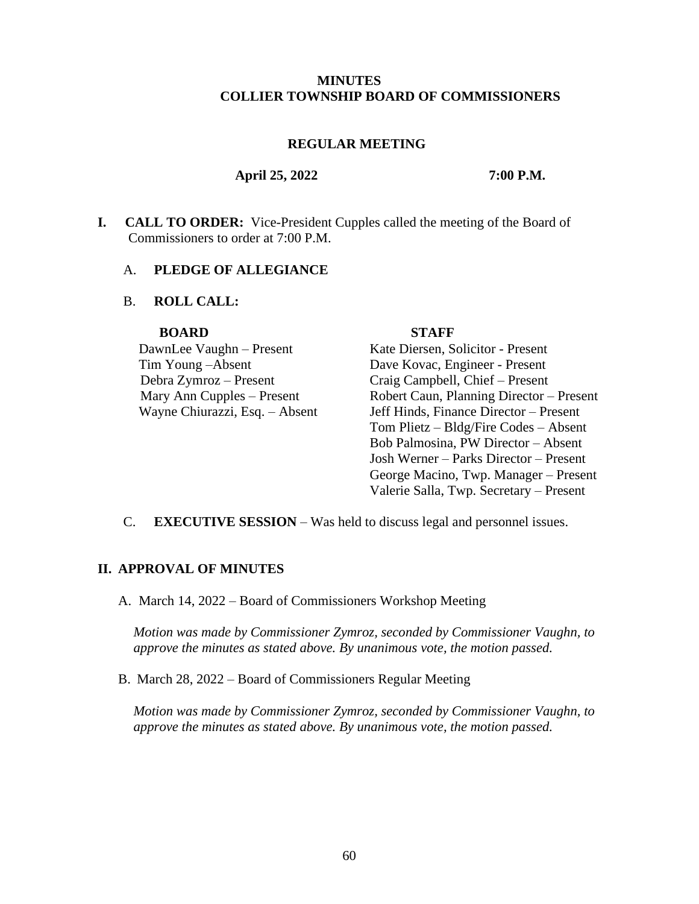# MINUTES
# COLLIER TOWNSHIP BOARD OF COMMISSIONERS

## REGULAR MEETING

**April 25, 2022 7:00 P.M.**

**I. CALL TO ORDER:** Vice-President Cupples called the meeting of the Board of Commissioners to order at 7:00 P.M.

A. **PLEDGE OF ALLEGIANCE**

B. **ROLL CALL:**

| **BOARD** | **STAFF** |
|---|---|
| DawnLee Vaughn – Present | Kate Diersen, Solicitor - Present |
| Tim Young –Absent | Dave Kovac, Engineer - Present |
| Debra Zymroz – Present | Craig Campbell, Chief – Present |
| Mary Ann Cupples – Present | Robert Caun, Planning Director – Present |
| Wayne Chiurazzi, Esq. – Absent | Jeff Hinds, Finance Director – Present |
| | Tom Plietz – Bldg/Fire Codes – Absent |
| | Bob Palmosina, PW Director – Absent |
| | Josh Werner – Parks Director – Present |
| | George Macino, Twp. Manager – Present |
| | Valerie Salla, Twp. Secretary – Present |

C. **EXECUTIVE SESSION** – Was held to discuss legal and personnel issues.

**II. APPROVAL OF MINUTES**

A. March 14, 2022 – Board of Commissioners Workshop Meeting

*Motion was made by Commissioner Zymroz, seconded by Commissioner Vaughn, to approve the minutes as stated above. By unanimous vote, the motion passed.*

B. March 28, 2022 – Board of Commissioners Regular Meeting

*Motion was made by Commissioner Zymroz, seconded by Commissioner Vaughn, to approve the minutes as stated above. By unanimous vote, the motion passed.*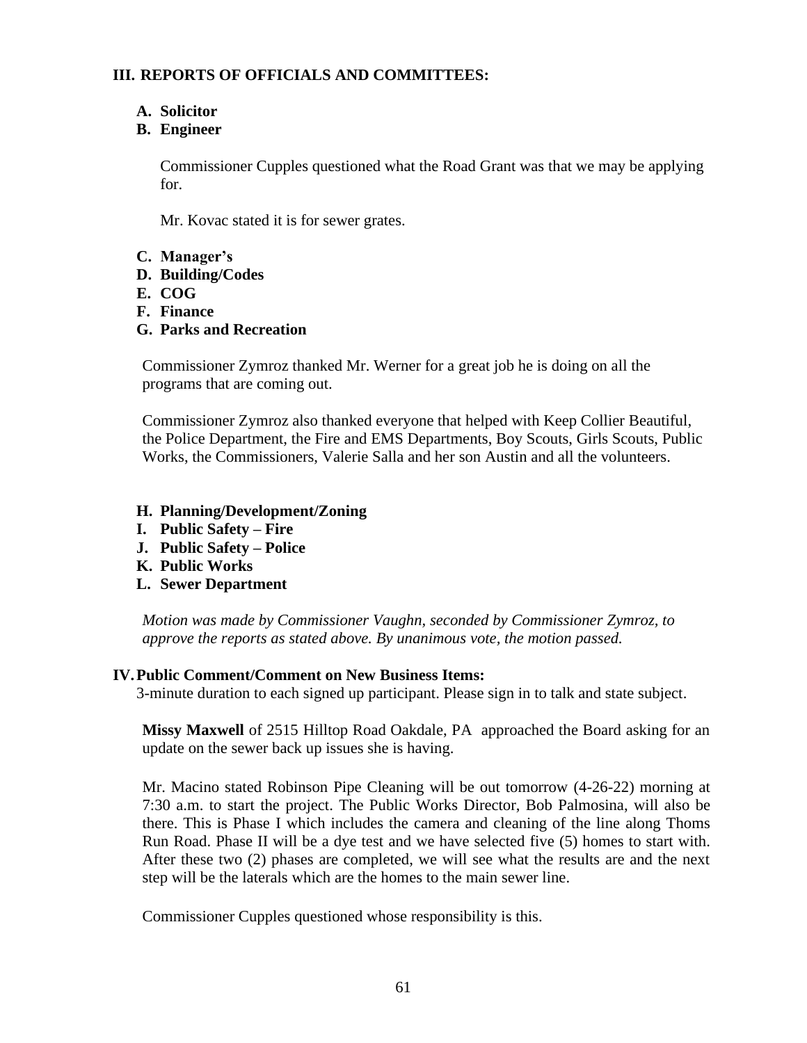## III. REPORTS OF OFFICIALS AND COMMITTEES:

**A. Solicitor**

**B. Engineer**

Commissioner Cupples questioned what the Road Grant was that we may be applying for.

Mr. Kovac stated it is for sewer grates.

**C. Manager's**

**D. Building/Codes**

**E. COG**

**F. Finance**

**G. Parks and Recreation**

Commissioner Zymroz thanked Mr. Werner for a great job he is doing on all the programs that are coming out.

Commissioner Zymroz also thanked everyone that helped with Keep Collier Beautiful, the Police Department, the Fire and EMS Departments, Boy Scouts, Girls Scouts, Public Works, the Commissioners, Valerie Salla and her son Austin and all the volunteers.

**H. Planning/Development/Zoning**

**I. Public Safety – Fire**

**J. Public Safety – Police**

**K. Public Works**

**L. Sewer Department**

*Motion was made by Commissioner Vaughn, seconded by Commissioner Zymroz, to approve the reports as stated above. By unanimous vote, the motion passed.*

## IV. Public Comment/Comment on New Business Items:

3-minute duration to each signed up participant. Please sign in to talk and state subject.

**Missy Maxwell** of 2515 Hilltop Road Oakdale, PA approached the Board asking for an update on the sewer back up issues she is having.

Mr. Macino stated Robinson Pipe Cleaning will be out tomorrow (4-26-22) morning at 7:30 a.m. to start the project. The Public Works Director, Bob Palmosina, will also be there. This is Phase I which includes the camera and cleaning of the line along Thoms Run Road. Phase II will be a dye test and we have selected five (5) homes to start with. After these two (2) phases are completed, we will see what the results are and the next step will be the laterals which are the homes to the main sewer line.

Commissioner Cupples questioned whose responsibility is this.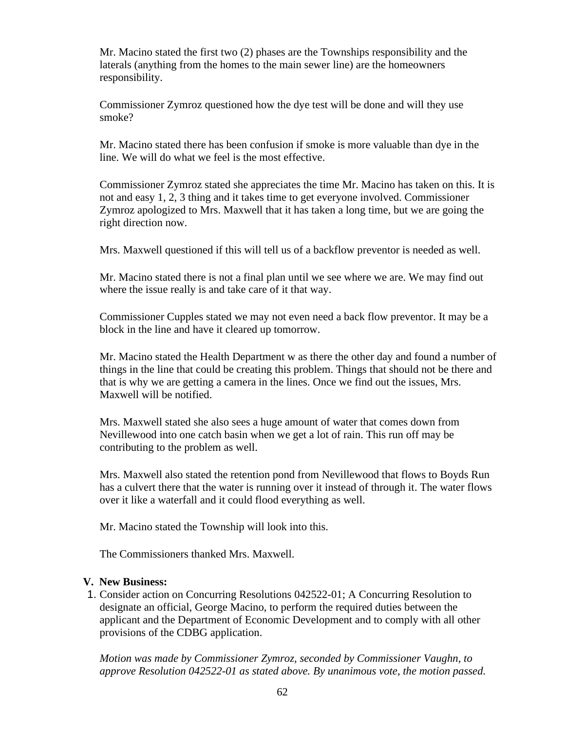Mr. Macino stated the first two (2) phases are the Townships responsibility and the laterals (anything from the homes to the main sewer line) are the homeowners responsibility.

Commissioner Zymroz questioned how the dye test will be done and will they use smoke?

Mr. Macino stated there has been confusion if smoke is more valuable than dye in the line. We will do what we feel is the most effective.

Commissioner Zymroz stated she appreciates the time Mr. Macino has taken on this. It is not and easy 1, 2, 3 thing and it takes time to get everyone involved. Commissioner Zymroz apologized to Mrs. Maxwell that it has taken a long time, but we are going the right direction now.

Mrs. Maxwell questioned if this will tell us of a backflow preventor is needed as well.

Mr. Macino stated there is not a final plan until we see where we are. We may find out where the issue really is and take care of it that way.

Commissioner Cupples stated we may not even need a back flow preventor. It may be a block in the line and have it cleared up tomorrow.

Mr. Macino stated the Health Department w as there the other day and found a number of things in the line that could be creating this problem. Things that should not be there and that is why we are getting a camera in the lines. Once we find out the issues, Mrs. Maxwell will be notified.

Mrs. Maxwell stated she also sees a huge amount of water that comes down from Nevillewood into one catch basin when we get a lot of rain. This run off may be contributing to the problem as well.

Mrs. Maxwell also stated the retention pond from Nevillewood that flows to Boyds Run has a culvert there that the water is running over it instead of through it. The water flows over it like a waterfall and it could flood everything as well.

Mr. Macino stated the Township will look into this.

The Commissioners thanked Mrs. Maxwell.

**V. New Business:**

1. Consider action on Concurring Resolutions 042522-01; A Concurring Resolution to designate an official, George Macino, to perform the required duties between the applicant and the Department of Economic Development and to comply with all other provisions of the CDBG application.

   *Motion was made by Commissioner Zymroz, seconded by Commissioner Vaughn, to approve Resolution 042522-01 as stated above. By unanimous vote, the motion passed.*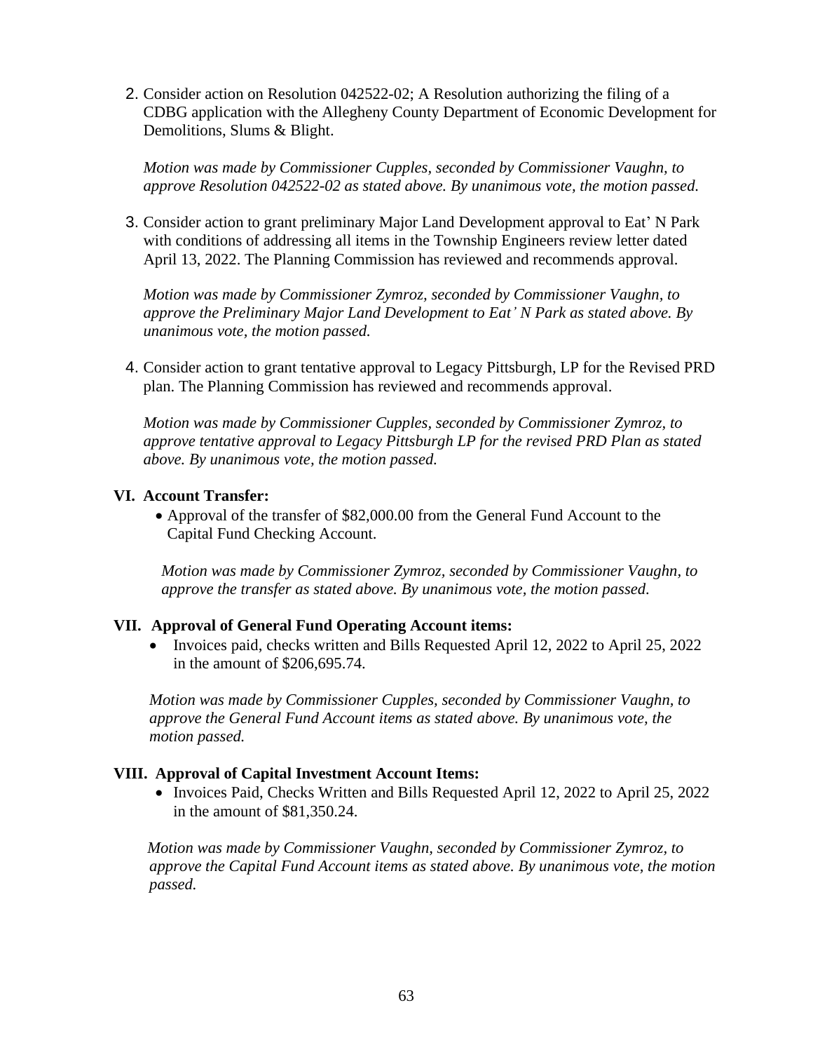2. Consider action on Resolution 042522-02; A Resolution authorizing the filing of a CDBG application with the Allegheny County Department of Economic Development for Demolitions, Slums & Blight.

   *Motion was made by Commissioner Cupples, seconded by Commissioner Vaughn, to approve Resolution 042522-02 as stated above. By unanimous vote, the motion passed.*

3. Consider action to grant preliminary Major Land Development approval to Eat' N Park with conditions of addressing all items in the Township Engineers review letter dated April 13, 2022. The Planning Commission has reviewed and recommends approval.

   *Motion was made by Commissioner Zymroz, seconded by Commissioner Vaughn, to approve the Preliminary Major Land Development to Eat' N Park as stated above. By unanimous vote, the motion passed.*

4. Consider action to grant tentative approval to Legacy Pittsburgh, LP for the Revised PRD plan. The Planning Commission has reviewed and recommends approval.

   *Motion was made by Commissioner Cupples, seconded by Commissioner Zymroz, to approve tentative approval to Legacy Pittsburgh LP for the revised PRD Plan as stated above. By unanimous vote, the motion passed.*

## VI. Account Transfer:

- Approval of the transfer of $82,000.00 from the General Fund Account to the Capital Fund Checking Account.

*Motion was made by Commissioner Zymroz, seconded by Commissioner Vaughn, to approve the transfer as stated above. By unanimous vote, the motion passed.*

## VII. Approval of General Fund Operating Account items:

- Invoices paid, checks written and Bills Requested April 12, 2022 to April 25, 2022 in the amount of $206,695.74.

*Motion was made by Commissioner Cupples, seconded by Commissioner Vaughn, to approve the General Fund Account items as stated above. By unanimous vote, the motion passed.*

## VIII. Approval of Capital Investment Account Items:

- Invoices Paid, Checks Written and Bills Requested April 12, 2022 to April 25, 2022 in the amount of $81,350.24.

*Motion was made by Commissioner Vaughn, seconded by Commissioner Zymroz, to approve the Capital Fund Account items as stated above. By unanimous vote, the motion passed.*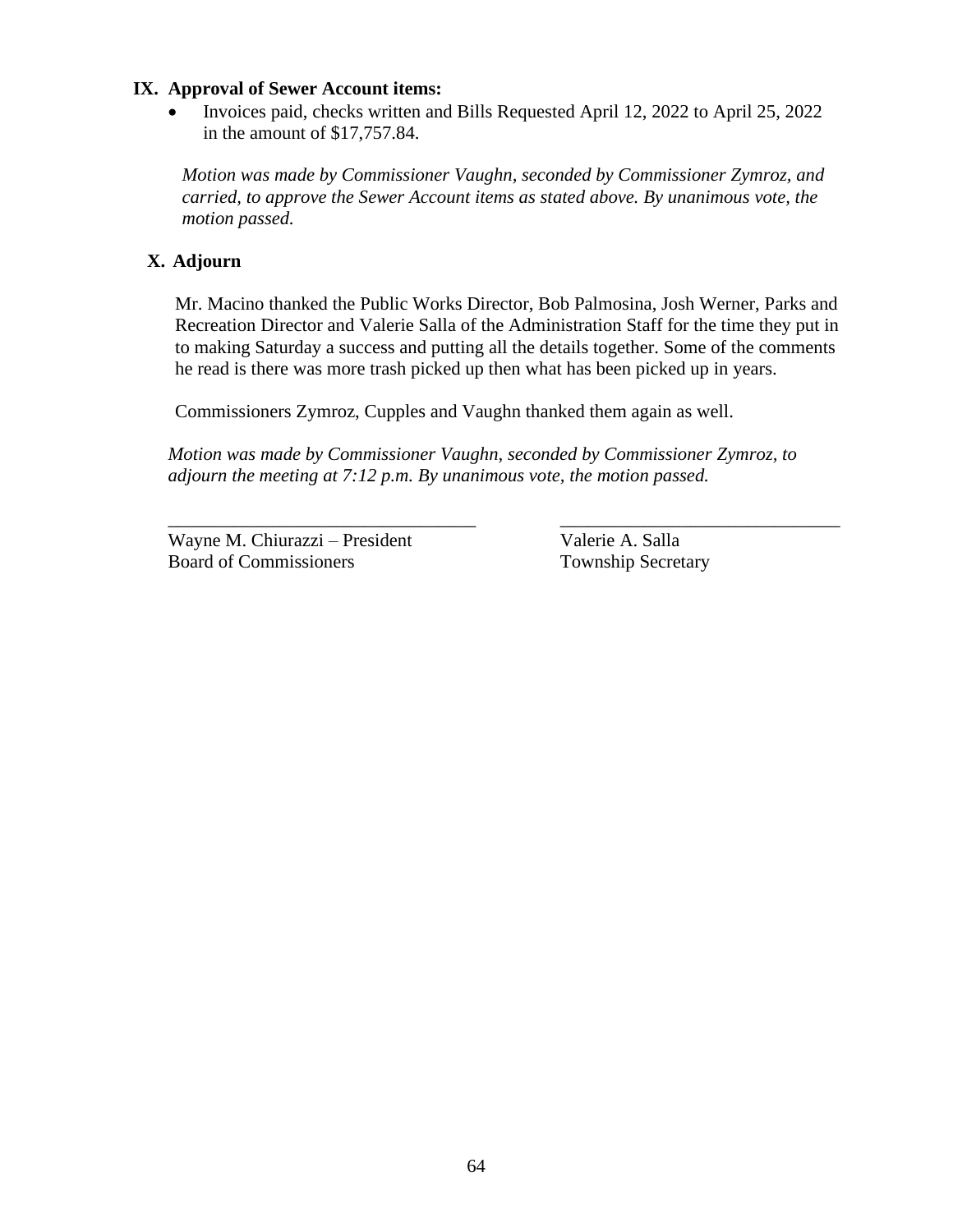## IX. Approval of Sewer Account items:

- Invoices paid, checks written and Bills Requested April 12, 2022 to April 25, 2022 in the amount of $17,757.84.

*Motion was made by Commissioner Vaughn, seconded by Commissioner Zymroz, and carried, to approve the Sewer Account items as stated above. By unanimous vote, the motion passed.*

## X. Adjourn

Mr. Macino thanked the Public Works Director, Bob Palmosina, Josh Werner, Parks and Recreation Director and Valerie Salla of the Administration Staff for the time they put in to making Saturday a success and putting all the details together. Some of the comments he read is there was more trash picked up then what has been picked up in years.

Commissioners Zymroz, Cupples and Vaughn thanked them again as well.

*Motion was made by Commissioner Vaughn, seconded by Commissioner Zymroz, to adjourn the meeting at 7:12 p.m. By unanimous vote, the motion passed.*

_________________________________ _______________________________

Wayne M. Chiurazzi – President
Board of Commissioners

Valerie A. Salla
Township Secretary